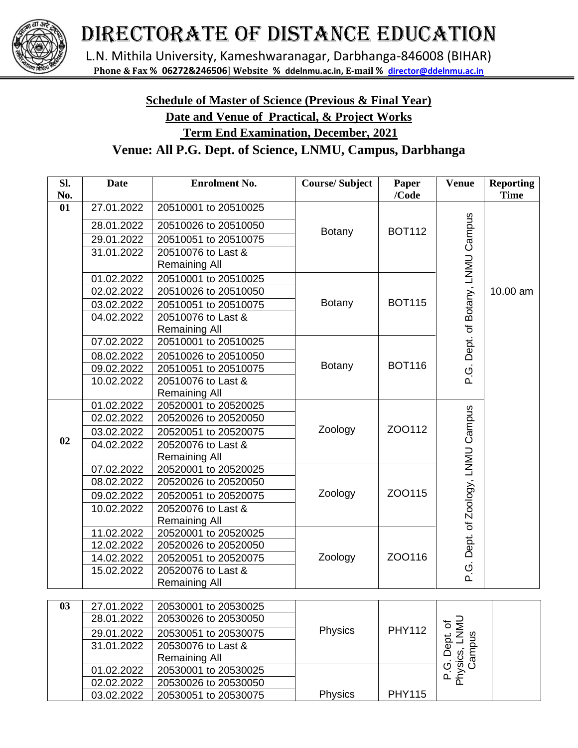# DIRECTORATE OF DISTANCE EDUCATION

L.N. Mithila University, Kameshwaranagar, Darbhanga-846008 (BIHAR)

**Phone & Fax % 06272&246506] Website % ddelnmu.ac.in, E-mail % director@ddelnmu.ac.in**

**Schedule of Master of Science (Previous & Final Year)**

**Date and Venue of Practical, & Project Works**

**Term End Examination, December, 2021**

## Venue: All P.G. Dept. of Science, LNMU, Campus, Darbhanga

| Sl. No. | Date | Enrolment No. | Course/ Subject | Paper /Code | Venue | Reporting Time |
|---|---|---|---|---|---|---|
| 01 | 27.01.2022 | 20510001 to 20510025 | Botany | BOT112 | P.G. Dept. of Botany, LNMU Campus | 10.00 am |
| | 28.01.2022 | 20510026 to 20510050 | | | | |
| | 29.01.2022 | 20510051 to 20510075 | | | | |
| | 31.01.2022 | 20510076 to Last & Remaining All | | | | |
| | 01.02.2022 | 20510001 to 20510025 | Botany | BOT115 | | |
| | 02.02.2022 | 20510026 to 20510050 | | | | |
| | 03.02.2022 | 20510051 to 20510075 | | | | |
| | 04.02.2022 | 20510076 to Last & Remaining All | | | | |
| | 07.02.2022 | 20510001 to 20510025 | Botany | BOT116 | | |
| | 08.02.2022 | 20510026 to 20510050 | | | | |
| | 09.02.2022 | 20510051 to 20510075 | | | | |
| | 10.02.2022 | 20510076 to Last & Remaining All | | | | |
| 02 | 01.02.2022 | 20520001 to 20520025 | Zoology | ZOO112 | P.G. Dept. of Zoology, LNMU Campus | |
| | 02.02.2022 | 20520026 to 20520050 | | | | |
| | 03.02.2022 | 20520051 to 20520075 | | | | |
| | 04.02.2022 | 20520076 to Last & Remaining All | | | | |
| | 07.02.2022 | 20520001 to 20520025 | Zoology | ZOO115 | | |
| | 08.02.2022 | 20520026 to 20520050 | | | | |
| | 09.02.2022 | 20520051 to 20520075 | | | | |
| | 10.02.2022 | 20520076 to Last & Remaining All | | | | |
| | 11.02.2022 | 20520001 to 20520025 | Zoology | ZOO116 | | |
| | 12.02.2022 | 20520026 to 20520050 | | | | |
| | 14.02.2022 | 20520051 to 20520075 | | | | |
| | 15.02.2022 | 20520076 to Last & Remaining All | | | | |
| 03 | 27.01.2022 | 20530001 to 20530025 | Physics | PHY112 | P.G. Dept. of Physics, LNMU Campus | |
| | 28.01.2022 | 20530026 to 20530050 | | | | |
| | 29.01.2022 | 20530051 to 20530075 | | | | |
| | 31.01.2022 | 20530076 to Last & Remaining All | | | | |
| | 01.02.2022 | 20530001 to 20530025 | Physics | PHY115 | | |
| | 02.02.2022 | 20530026 to 20530050 | | | | |
| | 03.02.2022 | 20530051 to 20530075 | | | | |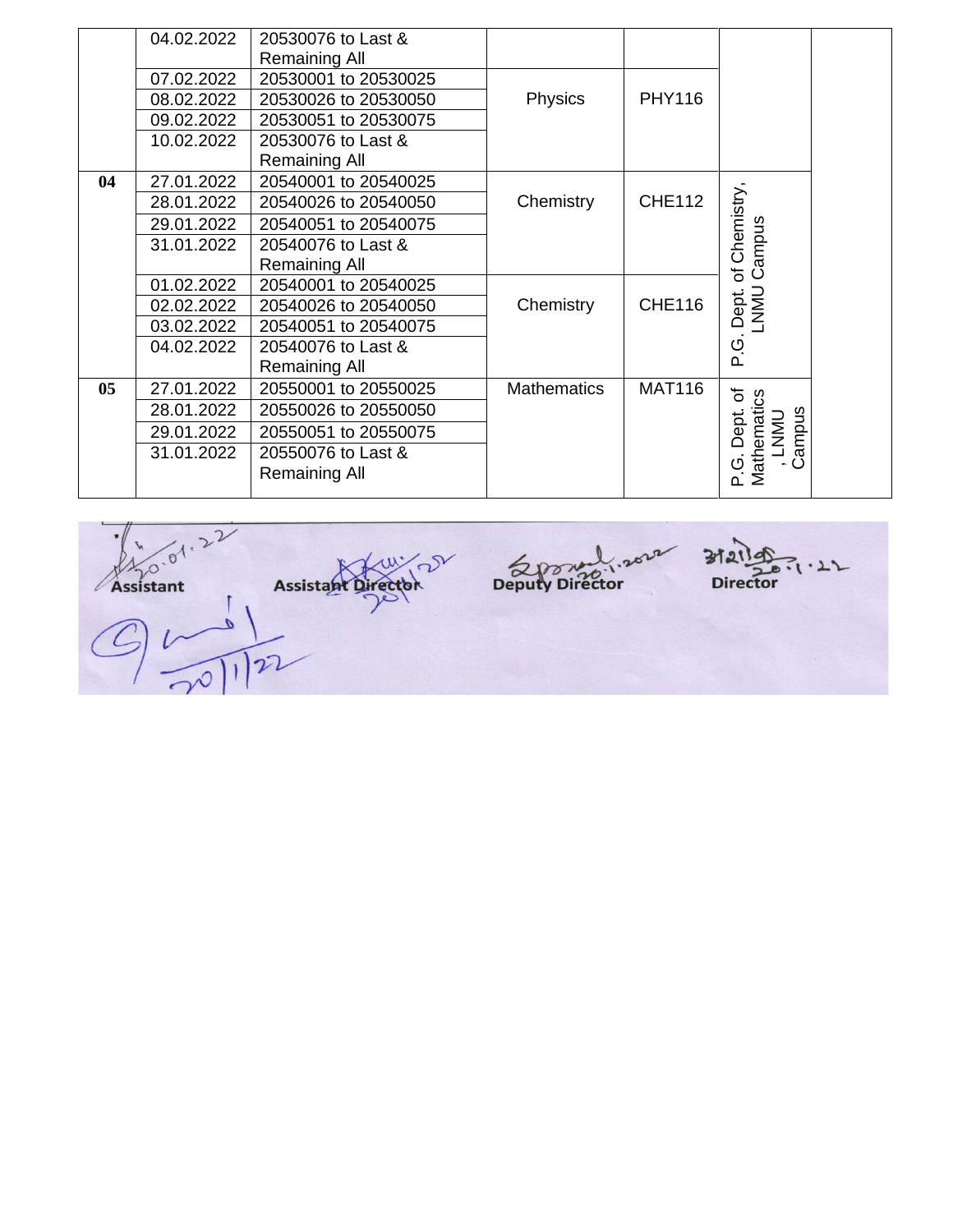| | | | | | | |
|---|---|---|---|---|---|---|
| | 04.02.2022 | 20530076 to Last & Remaining All | | | | |
| | 07.02.2022 | 20530001 to 20530025 | Physics | PHY116 | | |
| | 08.02.2022 | 20530026 to 20530050 | | | | |
| | 09.02.2022 | 20530051 to 20530075 | | | | |
| | 10.02.2022 | 20530076 to Last & Remaining All | | | | |
| **04** | 27.01.2022 | 20540001 to 20540025 | Chemistry | CHE112 | P.G. Dept. of Chemistry, LNMU Campus | |
| | 28.01.2022 | 20540026 to 20540050 | | | | |
| | 29.01.2022 | 20540051 to 20540075 | | | | |
| | 31.01.2022 | 20540076 to Last & Remaining All | | | | |
| | 01.02.2022 | 20540001 to 20540025 | Chemistry | CHE116 | | |
| | 02.02.2022 | 20540026 to 20540050 | | | | |
| | 03.02.2022 | 20540051 to 20540075 | | | | |
| | 04.02.2022 | 20540076 to Last & Remaining All | | | | |
| **05** | 27.01.2022 | 20550001 to 20550025 | Mathematics | MAT116 | P.G. Dept. of Mathematics, LNMU Campus | |
| | 28.01.2022 | 20550026 to 20550050 | | | | |
| | 29.01.2022 | 20550051 to 20550075 | | | | |
| | 31.01.2022 | 20550076 to Last & Remaining All | | | | |

Assistant (20.01.22) | Assistant Director (20/1/22) | Deputy Director (20.1.2022) | Director (20.1.22)

20/1/22